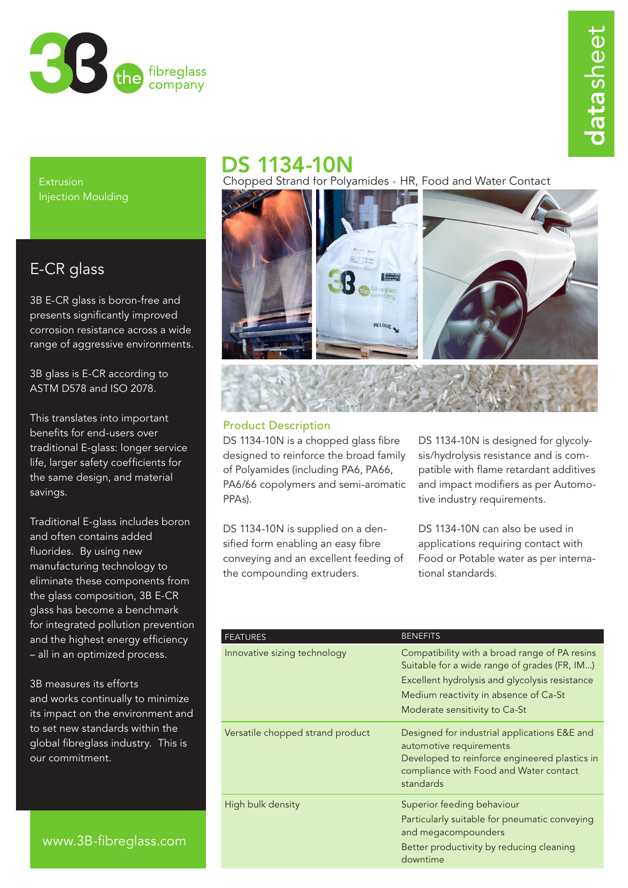3B the fibreglass company

datasheet

# DS 1134-10N

Chopped Strand for Polyamides • HR, Food and Water Contact

Extrusion
Injection Moulding

## E-CR glass

3B E-CR glass is boron-free and presents significantly improved corrosion resistance across a wide range of aggressive environments.

3B glass is E-CR according to ASTM D578 and ISO 2078.

This translates into important benefits for end-users over traditional E-glass: longer service life, larger safety coefficients for the same design, and material savings.

Traditional E-glass includes boron and often contains added fluorides. By using new manufacturing technology to eliminate these components from the glass composition, 3B E-CR glass has become a benchmark for integrated pollution prevention and the highest energy efficiency – all in an optimized process.

3B measures its efforts and works continually to minimize its impact on the environment and to set new standards within the global fibreglass industry. This is our commitment.

www.3B-fibreglass.com

### Product Description

DS 1134-10N is a chopped glass fibre designed to reinforce the broad family of Polyamides (including PA6, PA66, PA6/66 copolymers and semi-aromatic PPAs).

DS 1134-10N is supplied on a densified form enabling an easy fibre conveying and an excellent feeding of the compounding extruders.

DS 1134-10N is designed for glycolysis/hydrolysis resistance and is compatible with flame retardant additives and impact modifiers as per Automotive industry requirements.

DS 1134-10N can also be used in applications requiring contact with Food or Potable water as per international standards.

| FEATURES | BENEFITS |
|---|---|
| Innovative sizing technology | Compatibility with a broad range of PA resins<br>Suitable for a wide range of grades (FR, IM...)<br>Excellent hydrolysis and glycolysis resistance<br>Medium reactivity in absence of Ca-St<br>Moderate sensitivity to Ca-St |
| Versatile chopped strand product | Designed for industrial applications E&E and automotive requirements<br>Developed to reinforce engineered plastics in compliance with Food and Water contact standards |
| High bulk density | Superior feeding behaviour<br>Particularly suitable for pneumatic conveying and megacompounders<br>Better productivity by reducing cleaning downtime |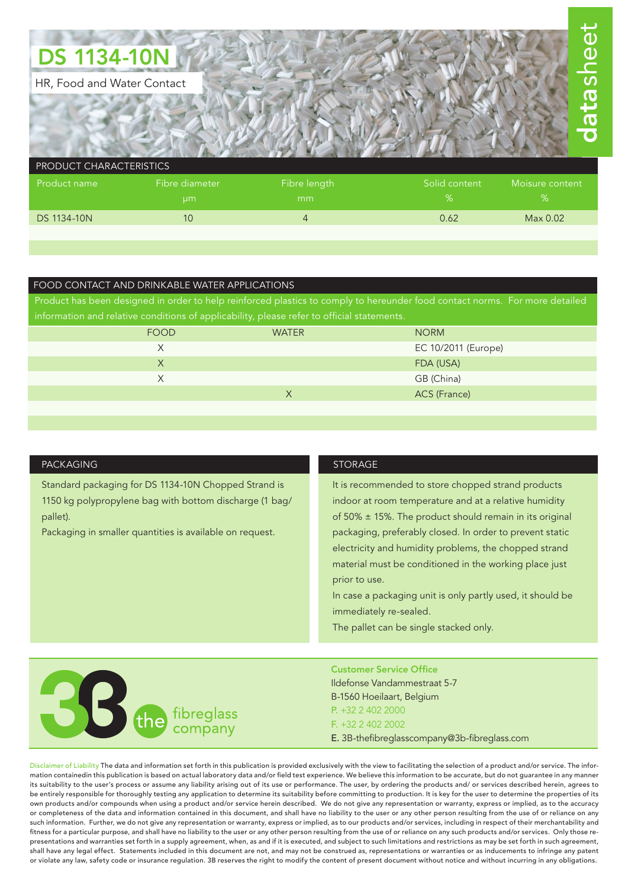# DS 1134-10N

HR, Food and Water Contact

datasheet

## PRODUCT CHARACTERISTICS

| Product name | Fibre diameter µm | Fibre length mm | Solid content % | Moisure content % |
|---|---|---|---|---|
| DS 1134-10N | 10 | 4 | 0.62 | Max 0.02 |

## FOOD CONTACT AND DRINKABLE WATER APPLICATIONS

Product has been designed in order to help reinforced plastics to comply to hereunder food contact norms. For more detailed information and relative conditions of applicability, please refer to official statements.

| FOOD | WATER | NORM |
|---|---|---|
| X | | EC 10/2011 (Europe) |
| X | | FDA (USA) |
| X | | GB (China) |
| | X | ACS (France) |

## PACKAGING

Standard packaging for DS 1134-10N Chopped Strand is 1150 kg polypropylene bag with bottom discharge (1 bag/ pallet).

Packaging in smaller quantities is available on request.

## STORAGE

It is recommended to store chopped strand products indoor at room temperature and at a relative humidity of 50% ± 15%. The product should remain in its original packaging, preferably closed. In order to prevent static electricity and humidity problems, the chopped strand material must be conditioned in the working place just prior to use.

In case a packaging unit is only partly used, it should be immediately re-sealed.

The pallet can be single stacked only.

3B the fibreglass company

**Customer Service Office**
Ildefonse Vandammestraat 5-7
B-1560 Hoeilaart, Belgium
P. +32 2 402 2000
F. +32 2 402 2002
E. 3B-thefibreglasscompany@3b-fibreglass.com

Disclaimer of Liability The data and information set forth in this publication is provided exclusively with the view to facilitating the selection of a product and/or service. The information containedin this publication is based on actual laboratory data and/or field test experience. We believe this information to be accurate, but do not guarantee in any manner its suitability to the user's process or assume any liability arising out of its use or performance. The user, by ordering the products and/ or services described herein, agrees to be entirely responsible for thoroughly testing any application to determine its suitability before committing to production. It is key for the user to determine the properties of its own products and/or compounds when using a product and/or service herein described. We do not give any representation or warranty, express or implied, as to the accuracy or completeness of the data and information contained in this document, and shall have no liability to the user or any other person resulting from the use of or reliance on any such information. Further, we do not give any representation or warranty, express or implied, as to our products and/or services, including in respect of their merchantability and fitness for a particular purpose, and shall have no liability to the user or any other person resulting from the use of or reliance on any such products and/or services. Only those representations and warranties set forth in a supply agreement, when, as and if it is executed, and subject to such limitations and restrictions as may be set forth in such agreement, shall have any legal effect. Statements included in this document are not, and may not be construed as, representations or warranties or as inducements to infringe any patent or violate any law, safety code or insurance regulation. 3B reserves the right to modify the content of present document without notice and without incurring in any obligations.